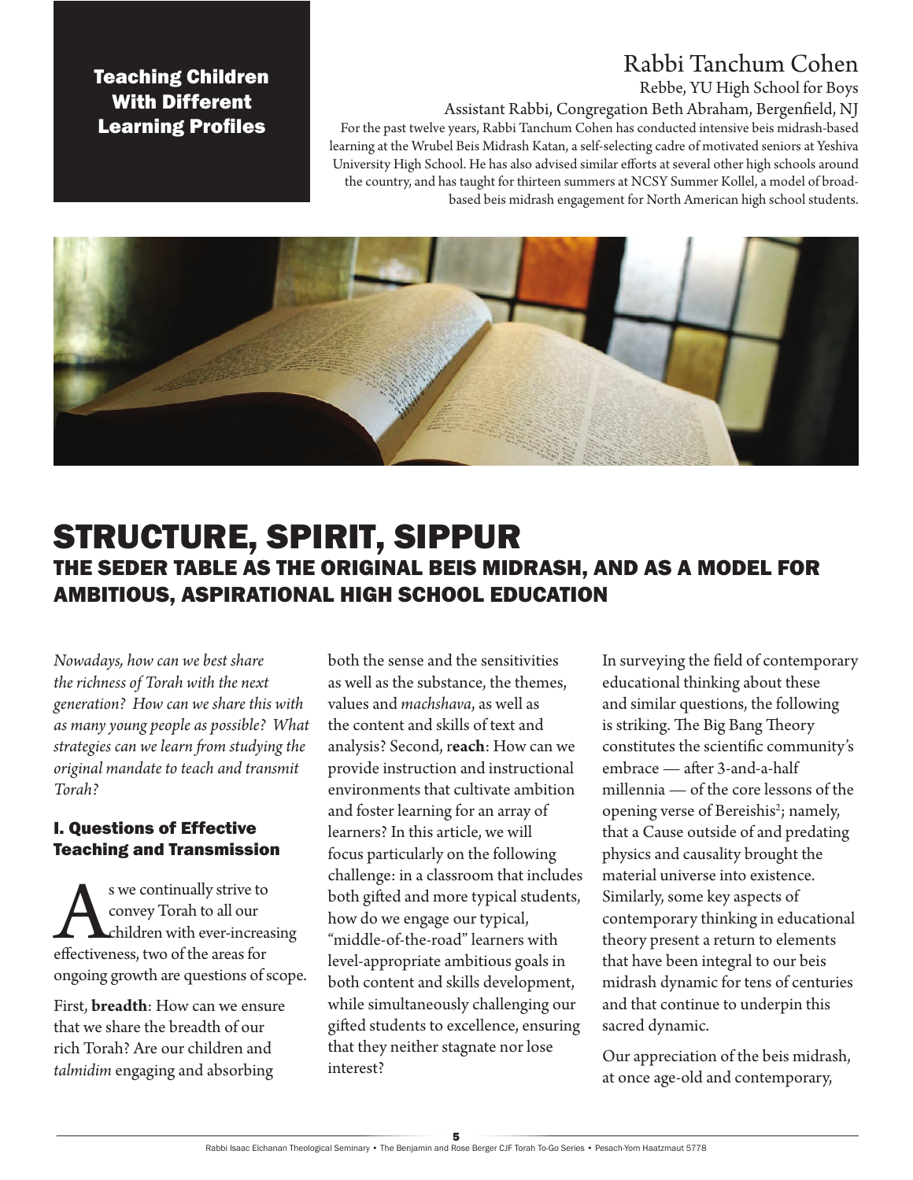Teaching Children With Different Learning Profiles

## Rabbi Tanchum Cohen

Rebbe, YU High School for Boys

Assistant Rabbi, Congregation Beth Abraham, Bergenfield, NJ

For the past twelve years, Rabbi Tanchum Cohen has conducted intensive beis midrash-based learning at the Wrubel Beis Midrash Katan, a self-selecting cadre of motivated seniors at Yeshiva University High School. He has also advised similar efforts at several other high schools around the country, and has taught for thirteen summers at NCSY Summer Kollel, a model of broad-based beis midrash engagement for North American high school students.

# STRUCTURE, SPIRIT, SIPPUR

## THE SEDER TABLE AS THE ORIGINAL BEIS MIDRASH, AND AS A MODEL FOR AMBITIOUS, ASPIRATIONAL HIGH SCHOOL EDUCATION

*Nowadays, how can we best share the richness of Torah with the next generation? How can we share this with as many young people as possible? What strategies can we learn from studying the original mandate to teach and transmit Torah?*

### I. Questions of Effective Teaching and Transmission

As we continually strive to convey Torah to all our children with ever-increasing effectiveness, two of the areas for ongoing growth are questions of scope.

First, **breadth**: How can we ensure that we share the breadth of our rich Torah? Are our children and *talmidim* engaging and absorbing both the sense and the sensitivities as well as the substance, the themes, values and *machshava*, as well as the content and skills of text and analysis? Second, **reach**: How can we provide instruction and instructional environments that cultivate ambition and foster learning for an array of learners? In this article, we will focus particularly on the following challenge: in a classroom that includes both gifted and more typical students, how do we engage our typical, "middle-of-the-road" learners with level-appropriate ambitious goals in both content and skills development, while simultaneously challenging our gifted students to excellence, ensuring that they neither stagnate nor lose interest?

In surveying the field of contemporary educational thinking about these and similar questions, the following is striking. The Big Bang Theory constitutes the scientific community's embrace — after 3-and-a-half millennia — of the core lessons of the opening verse of Bereishis[2]; namely, that a Cause outside of and predating physics and causality brought the material universe into existence. Similarly, some key aspects of contemporary thinking in educational theory present a return to elements that have been integral to our beis midrash dynamic for tens of centuries and that continue to underpin this sacred dynamic.

Our appreciation of the beis midrash, at once age-old and contemporary,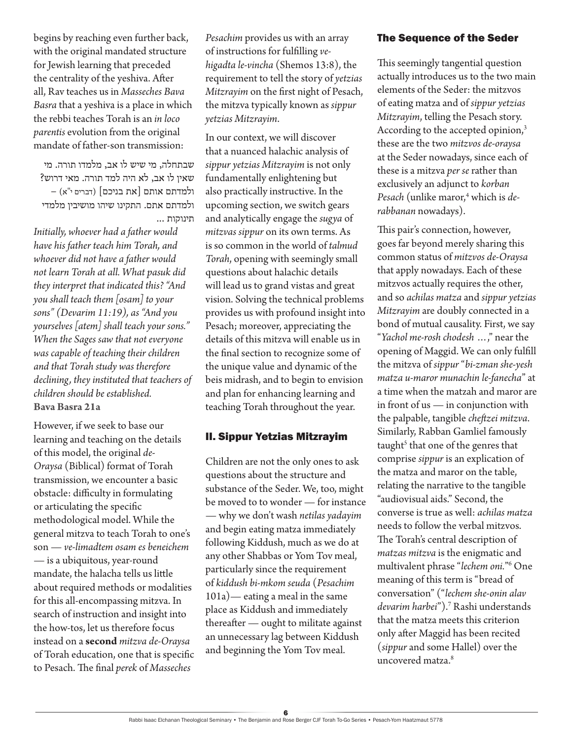begins by reaching even further back, with the original mandated structure for Jewish learning that preceded the centrality of the yeshiva. After all, Rav teaches us in *Masseches Bava Basra* that a yeshiva is a place in which the rebbi teaches Torah is an *in loco parentis* evolution from the original mandate of father-son transmission:

שבתחלה, מי שיש לו אב, מלמדו תורה. מי שאין לו אב, לא היה למד תורה. מאי דרוש? ולמדתם אותם [את בניכם] (דברים י"א) – ולמדתם אתם. התקינו שיהו מושיבין מלמדי תינוקות ...

*Initially, whoever had a father would have his father teach him Torah, and whoever did not have a father would not learn Torah at all. What pasuk did they interpret that indicated this? "And you shall teach them [osam] to your sons" (Devarim 11:19), as "And you yourselves [atem] shall teach your sons." When the Sages saw that not everyone was capable of teaching their children and that Torah study was therefore declining, they instituted that teachers of children should be established.*
**Bava Basra 21a**

However, if we seek to base our learning and teaching on the details of this model, the original *de-Oraysa* (Biblical) format of Torah transmission, we encounter a basic obstacle: difficulty in formulating or articulating the specific methodological model. While the general mitzva to teach Torah to one's son — *ve-limadtem osam es beneichem* — is a ubiquitous, year-round mandate, the halacha tells us little about required methods or modalities for this all-encompassing mitzva. In search of instruction and insight into the how-tos, let us therefore focus instead on a **second** *mitzva de-Oraysa* of Torah education, one that is specific to Pesach. The final *perek* of *Masseches Pesachim* provides us with an array of instructions for fulfilling *ve-higadta le-vincha* (Shemos 13:8), the requirement to tell the story of *yetzias Mitzrayim* on the first night of Pesach, the mitzva typically known as *sippur yetzias Mitzrayim*.

In our context, we will discover that a nuanced halachic analysis of *sippur yetzias Mitzrayim* is not only fundamentally enlightening but also practically instructive. In the upcoming section, we switch gears and analytically engage the *sugya* of *mitzvas sippur* on its own terms. As is so common in the world of *talmud Torah*, opening with seemingly small questions about halachic details will lead us to grand vistas and great vision. Solving the technical problems provides us with profound insight into Pesach; moreover, appreciating the details of this mitzva will enable us in the final section to recognize some of the unique value and dynamic of the beis midrash, and to begin to envision and plan for enhancing learning and teaching Torah throughout the year.

## II. Sippur Yetzias Mitzrayim

Children are not the only ones to ask questions about the structure and substance of the Seder. We, too, might be moved to to wonder — for instance — why we don't wash *netilas yadayim* and begin eating matza immediately following Kiddush, much as we do at any other Shabbas or Yom Tov meal, particularly since the requirement of *kiddush bi-mkom seuda* (*Pesachim* 101a)— eating a meal in the same place as Kiddush and immediately thereafter — ought to militate against an unnecessary lag between Kiddush and beginning the Yom Tov meal.

### The Sequence of the Seder

This seemingly tangential question actually introduces us to the two main elements of the Seder: the mitzvos of eating matza and of *sippur yetzias Mitzrayim*, telling the Pesach story. According to the accepted opinion,[3] these are the two *mitzvos de-oraysa* at the Seder nowadays, since each of these is a mitzva *per se* rather than exclusively an adjunct to *korban Pesach* (unlike maror,[4] which is *de-rabbanan* nowadays).

This pair's connection, however, goes far beyond merely sharing this common status of *mitzvos de-Oraysa* that apply nowadays. Each of these mitzvos actually requires the other, and so *achilas matza* and *sippur yetzias Mitzrayim* are doubly connected in a bond of mutual causality. First, we say "*Yachol me-rosh chodesh …*," near the opening of Maggid. We can only fulfill the mitzva of *sippur* "*bi-zman she-yesh matza u-maror munachin le-fanecha*" at a time when the matzah and maror are in front of us — in conjunction with the palpable, tangible *cheftzei mitzva*. Similarly, Rabban Gamliel famously taught[5] that one of the genres that comprise *sippur* is an explication of the matza and maror on the table, relating the narrative to the tangible "audiovisual aids." Second, the converse is true as well: *achilas matza* needs to follow the verbal mitzvos. The Torah's central description of *matzas mitzva* is the enigmatic and multivalent phrase "*lechem oni.*"[6] One meaning of this term is "bread of conversation" ("*lechem she-onin alav devarim harbei*").[7] Rashi understands that the matza meets this criterion only after Maggid has been recited (*sippur* and some Hallel) over the uncovered matza.[8]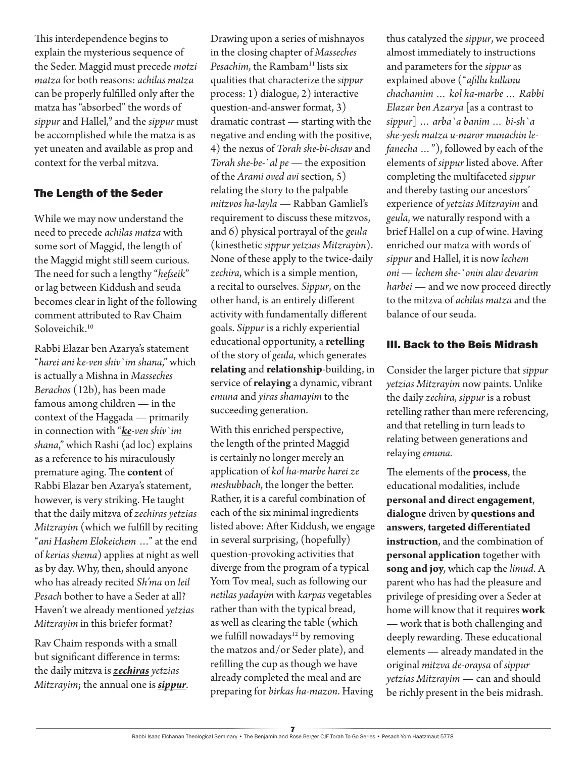This interdependence begins to explain the mysterious sequence of the Seder. Maggid must precede *motzi matza* for both reasons: *achilas matza* can be properly fulfilled only after the matza has "absorbed" the words of *sippur* and Hallel,[9] and the *sippur* must be accomplished while the matza is as yet uneaten and available as prop and context for the verbal mitzva.

## The Length of the Seder

While we may now understand the need to precede *achilas matza* with some sort of Maggid, the length of the Maggid might still seem curious. The need for such a lengthy "*hefseik*" or lag between Kiddush and seuda becomes clear in light of the following comment attributed to Rav Chaim Soloveichik.[10]

Rabbi Elazar ben Azarya's statement "*harei ani ke-ven shiv`im shana*," which is actually a Mishna in *Masseches Berachos* (12b), has been made famous among children — in the context of the Haggada — primarily in connection with "***ke**-ven shiv`im shana*," which Rashi (ad loc) explains as a reference to his miraculously premature aging. The **content** of Rabbi Elazar ben Azarya's statement, however, is very striking. He taught that the daily mitzva of *zechiras yetzias Mitzrayim* (which we fulfill by reciting "*ani Hashem Elokeichem* …" at the end of *kerias shema*) applies at night as well as by day. Why, then, should anyone who has already recited *Sh'ma* on *leil Pesach* bother to have a Seder at all? Haven't we already mentioned *yetzias Mitzrayim* in this briefer format?

Rav Chaim responds with a small but significant difference in terms: the daily mitzva is ***zechiras*** *yetzias Mitzrayim*; the annual one is ***sippur***.

Drawing upon a series of mishnayos in the closing chapter of *Masseches Pesachim*, the Rambam[11] lists six qualities that characterize the *sippur* process: 1) dialogue, 2) interactive question-and-answer format, 3) dramatic contrast — starting with the negative and ending with the positive, 4) the nexus of *Torah she-bi-chsav* and *Torah she-be-`al pe* — the exposition of the *Arami oved avi* section, 5) relating the story to the palpable *mitzvos ha-layla* — Rabban Gamliel's requirement to discuss these mitzvos, and 6) physical portrayal of the *geula* (kinesthetic *sippur yetzias Mitzrayim*). None of these apply to the twice-daily *zechira*, which is a simple mention, a recital to ourselves. *Sippur*, on the other hand, is an entirely different activity with fundamentally different goals. *Sippur* is a richly experiential educational opportunity, a **retelling** of the story of *geula*, which generates **relating** and **relationship**-building, in service of **relaying** a dynamic, vibrant *emuna* and *yiras shamayim* to the succeeding generation.

With this enriched perspective, the length of the printed Maggid is certainly no longer merely an application of *kol ha-marbe harei ze meshubbach*, the longer the better. Rather, it is a careful combination of each of the six minimal ingredients listed above: After Kiddush, we engage in several surprising, (hopefully) question-provoking activities that diverge from the program of a typical Yom Tov meal, such as following our *netilas yadayim* with *karpas* vegetables rather than with the typical bread, as well as clearing the table (which we fulfill nowadays[12] by removing the matzos and/or Seder plate), and refilling the cup as though we have already completed the meal and are preparing for *birkas ha-mazon*. Having thus catalyzed the *sippur*, we proceed almost immediately to instructions and parameters for the *sippur* as explained above ("*afillu kullanu chachamim … kol ha-marbe … Rabbi Elazar ben Azarya* [as a contrast to *sippur*] … *arba`a banim … bi-sh`a she-yesh matza u-maror munachin le-fanecha …*"), followed by each of the elements of *sippur* listed above. After completing the multifaceted *sippur* and thereby tasting our ancestors' experience of *yetzias Mitzrayim* and *geula*, we naturally respond with a brief Hallel on a cup of wine. Having enriched our matza with words of *sippur* and Hallel, it is now *lechem oni — lechem she-`onin alav devarim harbei* — and we now proceed directly to the mitzva of *achilas matza* and the balance of our seuda.

## III. Back to the Beis Midrash

Consider the larger picture that *sippur yetzias Mitzrayim* now paints. Unlike the daily *zechira*, *sippur* is a robust retelling rather than mere referencing, and that retelling in turn leads to relating between generations and relaying *emuna.*

The elements of the **process**, the educational modalities, include **personal and direct engagement**, **dialogue** driven by **questions and answers**, **targeted differentiated instruction**, and the combination of **personal application** together with **song and joy**, which cap the *limud*. A parent who has had the pleasure and privilege of presiding over a Seder at home will know that it requires **work** — work that is both challenging and deeply rewarding. These educational elements — already mandated in the original *mitzva de-oraysa* of *sippur yetzias Mitzrayim* — can and should be richly present in the beis midrash.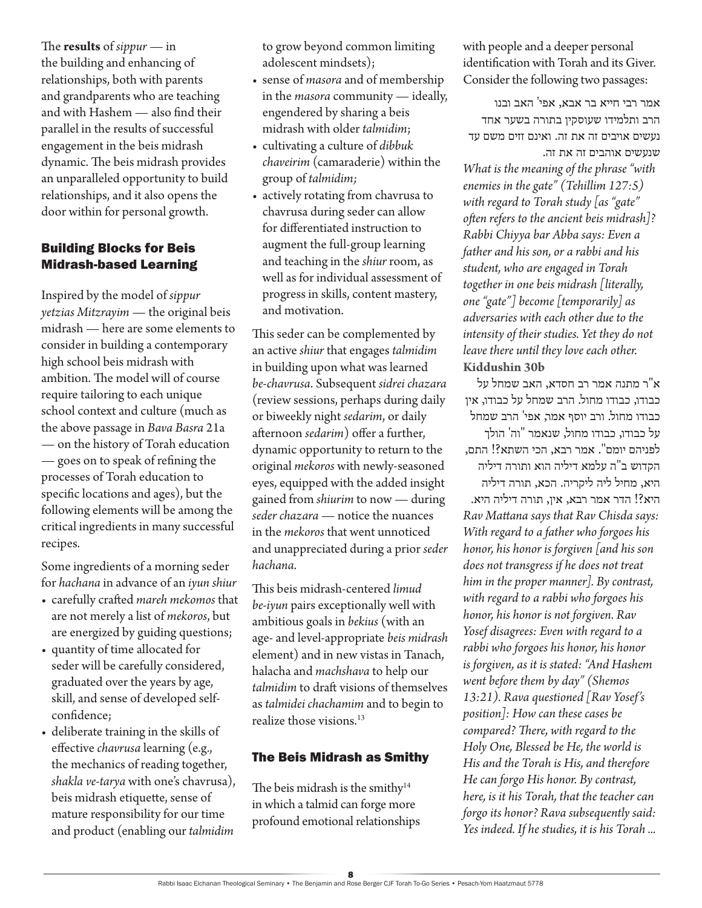The **results** of *sippur* — in the building and enhancing of relationships, both with parents and grandparents who are teaching and with Hashem — also find their parallel in the results of successful engagement in the beis midrash dynamic. The beis midrash provides an unparalleled opportunity to build relationships, and it also opens the door within for personal growth.

## Building Blocks for Beis Midrash-based Learning

Inspired by the model of *sippur yetzias Mitzrayim* — the original beis midrash — here are some elements to consider in building a contemporary high school beis midrash with ambition. The model will of course require tailoring to each unique school context and culture (much as the above passage in *Bava Basra* 21a — on the history of Torah education — goes on to speak of refining the processes of Torah education to specific locations and ages), but the following elements will be among the critical ingredients in many successful recipes.

Some ingredients of a morning seder for *hachana* in advance of an *iyun shiur*

- carefully crafted *mareh mekomos* that are not merely a list of *mekoros*, but are energized by guiding questions;
- quantity of time allocated for seder will be carefully considered, graduated over the years by age, skill, and sense of developed self-confidence;
- deliberate training in the skills of effective *chavrusa* learning (e.g., the mechanics of reading together, *shakla ve-tarya* with one's chavrusa), beis midrash etiquette, sense of mature responsibility for our time and product (enabling our *talmidim* to grow beyond common limiting adolescent mindsets);
- sense of *masora* and of membership in the *masora* community — ideally, engendered by sharing a beis midrash with older *talmidim*;
- cultivating a culture of *dibbuk chaveirim* (camaraderie) within the group of *talmidim;*
- actively rotating from chavrusa to chavrusa during seder can allow for differentiated instruction to augment the full-group learning and teaching in the *shiur* room, as well as for individual assessment of progress in skills, content mastery, and motivation.

This seder can be complemented by an active *shiur* that engages *talmidim* in building upon what was learned *be-chavrusa*. Subsequent *sidrei chazara* (review sessions, perhaps during daily or biweekly night *sedarim*, or daily afternoon *sedarim*) offer a further, dynamic opportunity to return to the original *mekoros* with newly-seasoned eyes, equipped with the added insight gained from *shiurim* to now — during *seder chazara* — notice the nuances in the *mekoros* that went unnoticed and unappreciated during a prior *seder hachana*.

This beis midrash-centered *limud be-iyun* pairs exceptionally well with ambitious goals in *bekius* (with an age- and level-appropriate *beis midrash* element) and in new vistas in Tanach, halacha and *machshava* to help our *talmidim* to draft visions of themselves as *talmidei chachamim* and to begin to realize those visions.[13]

## The Beis Midrash as Smithy

The beis midrash is the smithy[14] in which a talmid can forge more profound emotional relationships with people and a deeper personal identification with Torah and its Giver. Consider the following two passages:

אמר רבי חייא בר אבא, אפי' האב ובנו הרב ותלמידו שעוסקין בתורה בשער אחד נעשים אויבים זה את זה. ואינם זזים משם עד שנעשים אוהבים זה את זה.

*What is the meaning of the phrase "with enemies in the gate" (Tehillim 127:5) with regard to Torah study [as "gate" often refers to the ancient beis midrash]? Rabbi Chiyya bar Abba says: Even a father and his son, or a rabbi and his student, who are engaged in Torah together in one beis midrash [literally, one "gate"] become [temporarily] as adversaries with each other due to the intensity of their studies. Yet they do not leave there until they love each other.*

**Kiddushin 30b**

א"ר מתנה אמר רב חסדא, האב שמחל על כבודו, כבודו מחול. הרב שמחל על כבודו, אין כבודו מחול. ורב יוסף אמר, אפי' הרב שמחל על כבודו, כבודו מחול, שנאמר "וה' הולך לפניהם יומם". אמר רבא, הכי השתא?! התם, הקדוש ב"ה עלמא דיליה הוא ותורה דיליה היא, מחיל ליה ליקריה. הכא, תורה דיליה היא?! הדר אמר רבא, אין, תורה דיליה היא.

*Rav Mattana says that Rav Chisda says: With regard to a father who forgoes his honor, his honor is forgiven [and his son does not transgress if he does not treat him in the proper manner]. By contrast, with regard to a rabbi who forgoes his honor, his honor is not forgiven. Rav Yosef disagrees: Even with regard to a rabbi who forgoes his honor, his honor is forgiven, as it is stated: "And Hashem went before them by day" (Shemos 13:21). Rava questioned [Rav Yosef's position]: How can these cases be compared? There, with regard to the Holy One, Blessed be He, the world is His and the Torah is His, and therefore He can forgo His honor. By contrast, here, is it his Torah, that the teacher can forgo its honor? Rava subsequently said: Yes indeed. If he studies, it is his Torah ...*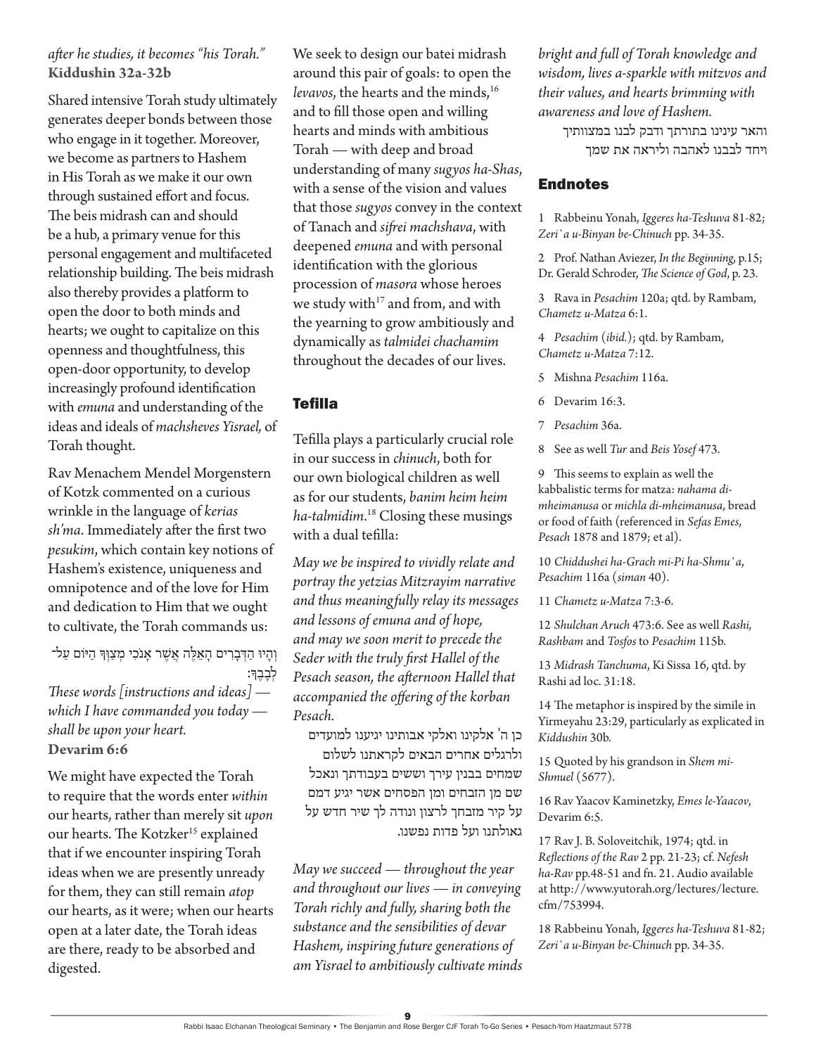*after he studies, it becomes "his Torah."*
**Kiddushin 32a-32b**

Shared intensive Torah study ultimately generates deeper bonds between those who engage in it together. Moreover, we become as partners to Hashem in His Torah as we make it our own through sustained effort and focus. The beis midrash can and should be a hub, a primary venue for this personal engagement and multifaceted relationship building. The beis midrash also thereby provides a platform to open the door to both minds and hearts; we ought to capitalize on this openness and thoughtfulness, this open-door opportunity, to develop increasingly profound identification with *emuna* and understanding of the ideas and ideals of *machsheves Yisrael,* of Torah thought.

Rav Menachem Mendel Morgenstern of Kotzk commented on a curious wrinkle in the language of *kerias sh'ma*. Immediately after the first two *pesukim*, which contain key notions of Hashem's existence, uniqueness and omnipotence and of the love for Him and dedication to Him that we ought to cultivate, the Torah commands us:

וְהָיוּ הַדְּבָרִים הָאֵלֶּה אֲשֶׁר אָנֹכִי מְצַוְּךָ הַיּוֹם עַל־לְבָבֶךָ׃

*These words [instructions and ideas] — which I have commanded you today — shall be upon your heart.*
**Devarim 6:6**

We might have expected the Torah to require that the words enter *within* our hearts, rather than merely sit *upon* our hearts. The Kotzker[15] explained that if we encounter inspiring Torah ideas when we are presently unready for them, they can still remain *atop* our hearts, as it were; when our hearts open at a later date, the Torah ideas are there, ready to be absorbed and digested.

We seek to design our batei midrash around this pair of goals: to open the *levavos*, the hearts and the minds,[16] and to fill those open and willing hearts and minds with ambitious Torah — with deep and broad understanding of many *sugyos ha-Shas*, with a sense of the vision and values that those *sugyos* convey in the context of Tanach and *sifrei machshava*, with deepened *emuna* and with personal identification with the glorious procession of *masora* whose heroes we study with[17] and from, and with the yearning to grow ambitiously and dynamically as *talmidei chachamim* throughout the decades of our lives.

## Tefilla

Tefilla plays a particularly crucial role in our success in *chinuch*, both for our own biological children as well as for our students, *banim heim heim ha-talmidim*.[18] Closing these musings with a dual tefilla:

*May we be inspired to vividly relate and portray the yetzias Mitzrayim narrative and thus meaningfully relay its messages and lessons of emuna and of hope, and may we soon merit to precede the Seder with the truly first Hallel of the Pesach season, the afternoon Hallel that accompanied the offering of the korban Pesach.*

כן ה' אלקינו ואלקי אבותינו יגיענו למועדים ולרגלים אחרים הבאים לקראתנו לשלום שמחים בבנין עירך וששים בעבודתך ונאכל שם מן הזבחים ומן הפסחים אשר יגיע דמם על קיר מזבחך לרצון ונודה לך שיר חדש על גאולתנו ועל פדות נפשנו.

*May we succeed — throughout the year and throughout our lives — in conveying Torah richly and fully, sharing both the substance and the sensibilities of devar Hashem, inspiring future generations of am Yisrael to ambitiously cultivate minds bright and full of Torah knowledge and wisdom, lives a-sparkle with mitzvos and their values, and hearts brimming with awareness and love of Hashem.*

והאר עינינו בתורתך ודבק לבנו במצוותיך ויחד לבבנו לאהבה וליראה את שמך

## Endnotes

1 Rabbeinu Yonah, *Iggeres ha-Teshuva* 81-82; *Zeri`a u-Binyan be-Chinuch* pp. 34-35.

2 Prof. Nathan Aviezer, *In the Beginning*, p.15; Dr. Gerald Schroder, *The Science of God*, p. 23.

3 Rava in *Pesachim* 120a; qtd. by Rambam, *Chametz u-Matza* 6:1.

4 *Pesachim* (*ibid.*); qtd. by Rambam, *Chametz u-Matza* 7:12.

5 Mishna *Pesachim* 116a.

6 Devarim 16:3.

7 *Pesachim* 36a.

8 See as well *Tur* and *Beis Yosef* 473.

9 This seems to explain as well the kabbalistic terms for matza: *nahama di-mheimanusa* or *michla di-mheimanusa*, bread or food of faith (referenced in *Sefas Emes*, *Pesach* 1878 and 1879; et al).

10 *Chiddushei ha-Grach mi-Pi ha-Shmu`a*, *Pesachim* 116a (*siman* 40).

11 *Chametz u-Matza* 7:3-6.

12 *Shulchan Aruch* 473:6. See as well *Rashi, Rashbam* and *Tosfos* to *Pesachim* 115b.

13 *Midrash Tanchuma*, Ki Sissa 16, qtd. by Rashi ad loc. 31:18.

14 The metaphor is inspired by the simile in Yirmeyahu 23:29, particularly as explicated in *Kiddushin* 30b.

15 Quoted by his grandson in *Shem mi-Shmuel* (5677).

16 Rav Yaacov Kaminetzky, *Emes le-Yaacov*, Devarim 6:5.

17 Rav J. B. Soloveitchik, 1974; qtd. in *Reflections of the Rav* 2 pp. 21-23; cf. *Nefesh ha-Rav* pp.48-51 and fn. 21. Audio available at http://www.yutorah.org/lectures/lecture.cfm/753994.

18 Rabbeinu Yonah, *Iggeres ha-Teshuva* 81-82; *Zeri`a u-Binyan be-Chinuch* pp. 34-35.